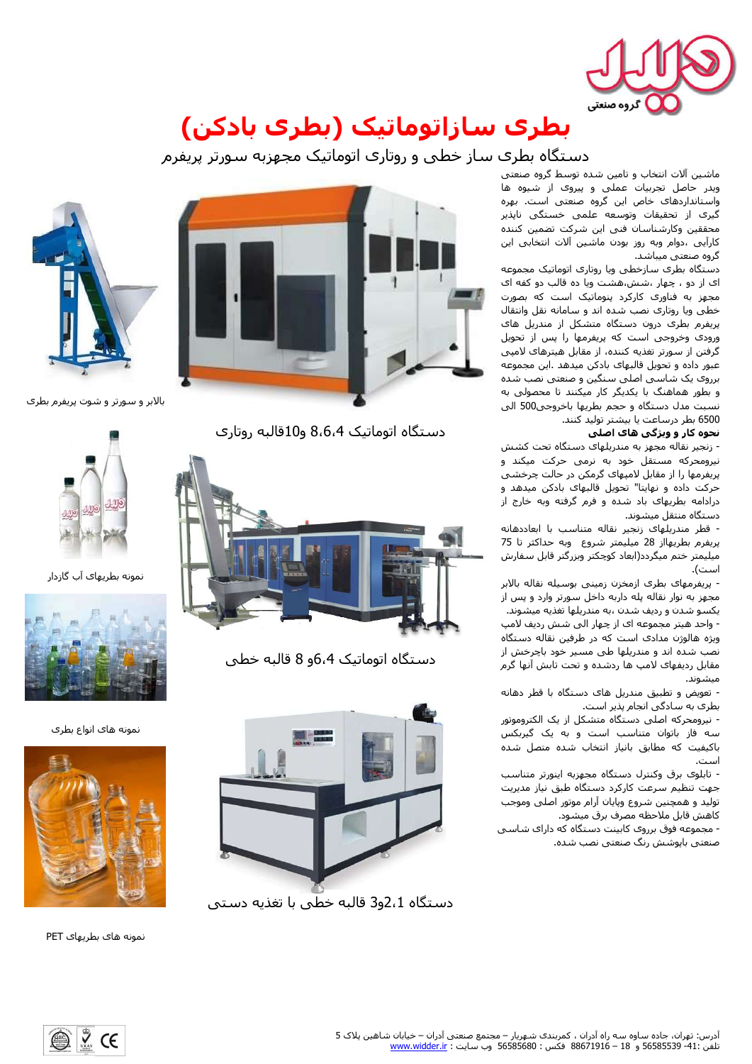گروه صنعتی

# بطری سازاتوماتیک (بطری بادکن)

## دستگاه بطری ساز خطی و روتاری اتوماتیک مجهزبه سورتر پریفرم

ماشین آلات انتخاب و تامین شده توسط گروه صنعتی ویدر حاصل تجربیات عملی و پیروی از شیوه ها واستانداردهای خاص این گروه صنعتی است. بهره گیری از تحقیقات وتوسعه علمی خستگی ناپذیر محققین وکارشناسان فنی این شرکت تضمین کننده کارآیی ،دوام وبه روز بودن ماشین آلات انتخابی این گروه صنعتی میباشد.

دستگاه بطری سازخطی ویا روتاری اتوماتیک مجموعه ای از دو ، چهار ،شش،هشت ویا ده قالب دو کفه ای مجهز به فناوری کارکرد پنوماتیک است که بصورت خطی ویا روتاری نصب شده اند و سامانه نقل وانتقال پریفرم بطری درون دستگاه متشکل از مندریل های ورودی وخروجی است که پریفرمها را پس از تحویل گرفتن از سورتر تغذیه کننده، از مقابل هیترهای لامپی عبور داده و تحویل قالبهای بادکن میدهد .این مجموعه برروی یک شاسی اصلی سنگین و صنعتی نصب شده و بطور هماهنگ با یکدیگر کار میکنند تا محصولی به نسبت مدل دستگاه و حجم بطریها باخروجی500 الی 6500 بطر درساعت یا بیشتر تولید کنند.

**نحوه کار و ویژگی های اصلی**

- زنجیر نقاله مجهز به مندریلهای دستگاه تحت کشش نیرومحرکه مستقل خود به نرمی حرکت میکند و پریفرمها را از مقابل لامپهای گرمکن در حالت چرخشی حرکت داده و نهایتا" تحویل قالبهای بادکن میدهد و درادامه بطریهای باد شده و فرم گرفته وبه خارج از دستگاه منتقل میشوند.
- قطر مندریلهای زنجیر نقاله متناسب با ابعاددهانه پریفرم بطریهااز 28 میلیمتر شروع وبه حداکثر تا 75 میلیمتر ختم میگردد(ابعاد کوچکتر وبزرگتر قابل سفارش است).
- پریفرمهای بطری ازمخزن زمینی بوسیله نقاله بالابر مجهز به نوار نقاله پله داربه داخل سورتر وارد و پس از یکسو شدن و ردیف شدن ،به مندریلها تغذیه میشوند.
- واحد هیتر مجموعه ای از چهار الی شش ردیف لامپ ویژه هالوژن مدادی است که در طرفین نقاله دستگاه نصب شده اند و مندریلها طی مسیر خود باچرخش از مقابل ردیفهای لامپ ها ردشده و تحت تابش آنها گرم میشوند.
- تعویض و تطبیق مندریل های دستگاه با قطر دهانه بطری به سادگی انجام پذیر است.
- نیرومحرکه اصلی دستگاه متشکل از یک الکتروموتور سه فاز باتوان متناسب است و به یک گیربکس باکیفیت که مطابق باnیاز انتخاب شده متصل شده است.
- تابلوی برق وکنترل دستگاه مجهزبه اینورتر متناسب جهت تنظیم سرعت کارکرد دستگاه طبق نیاز مدیریت تولید و همچنین شروع وپایان آرام موتور اصلی وموجب کاهش قابل ملاحظه مصرف برق میشود.
- مجموعه فوق برروی کابینت دستگاه که دارای شاسی صنعتی باپوشش رنگ صنعتی نصب شده.

دستگاه اتوماتیک 4،6،8 و10قالبه روتاری

بالابر و سورتر و شوت پریفرم بطری

نمونه بطریهای آب گازدار

دستگاه اتوماتیک 4،6و 8 قالبه خطی

نمونه های انواع بطری

دستگاه 1،2و3 قالبه خطی با تغذیه دستی

نمونه های بطریهای PET

آدرس: تهران، جاده ساوه سه راه آدران ، کمربندی شهریار – مجتمع صنعتی آدران – خیابان شاهین پلاک 5
تلفن :41- 56585539 و 18 – 88671916 فکس : 56585680 وب سایت : www.widder.ir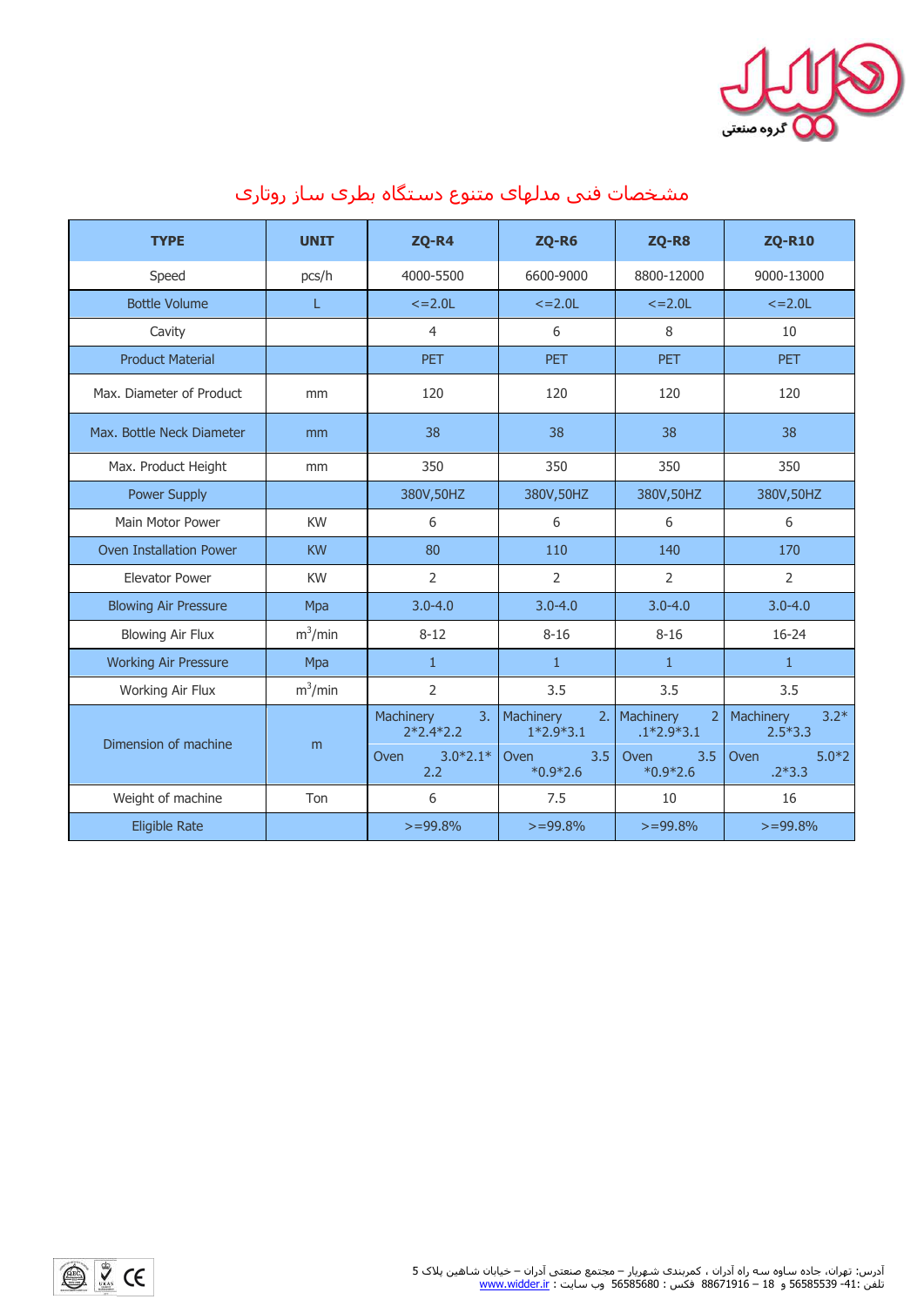## مشخصات فنی مدلهای متنوع دستگاه بطری ساز روتاری

| TYPE | UNIT | ZQ-R4 | ZQ-R6 | ZQ-R8 | ZQ-R10 |
|---|---|---|---|---|---|
| Speed | pcs/h | 4000-5500 | 6600-9000 | 8800-12000 | 9000-13000 |
| Bottle Volume | L | <=2.0L | <=2.0L | <=2.0L | <=2.0L |
| Cavity | | 4 | 6 | 8 | 10 |
| Product Material | | PET | PET | PET | PET |
| Max. Diameter of Product | mm | 120 | 120 | 120 | 120 |
| Max. Bottle Neck Diameter | mm | 38 | 38 | 38 | 38 |
| Max. Product Height | mm | 350 | 350 | 350 | 350 |
| Power Supply | | 380V,50HZ | 380V,50HZ | 380V,50HZ | 380V,50HZ |
| Main Motor Power | KW | 6 | 6 | 6 | 6 |
| Oven Installation Power | KW | 80 | 110 | 140 | 170 |
| Elevator Power | KW | 2 | 2 | 2 | 2 |
| Blowing Air Pressure | Mpa | 3.0-4.0 | 3.0-4.0 | 3.0-4.0 | 3.0-4.0 |
| Blowing Air Flux | $m^3/min$ | 8-12 | 8-16 | 8-16 | 16-24 |
| Working Air Pressure | Mpa | 1 | 1 | 1 | 1 |
| Working Air Flux | $m^3/min$ | 2 | 3.5 | 3.5 | 3.5 |
| Dimension of machine | m | Machinery 3.2*2.4*2.2 | Machinery 2.1*2.9*3.1 | Machinery 2.1*2.9*3.1 | Machinery 3.2*2.5*3.3 |
| | | Oven 3.0*2.1*2.2 | Oven 3.5*0.9*2.6 | Oven 3.5*0.9*2.6 | Oven 5.0*2.2*3.3 |
| Weight of machine | Ton | 6 | 7.5 | 10 | 16 |
| Eligible Rate | | >=99.8% | >=99.8% | >=99.8% | >=99.8% |

آدرس: تهران، جاده ساوه سه راه آدران ، کمربندی شهریار – مجتمع صنعتی آدران – خیابان شاهین پلاک 5
تلفن :41- 56585539 و 18 – 88671916 فکس : 56585680 وب سایت : www.widder.ir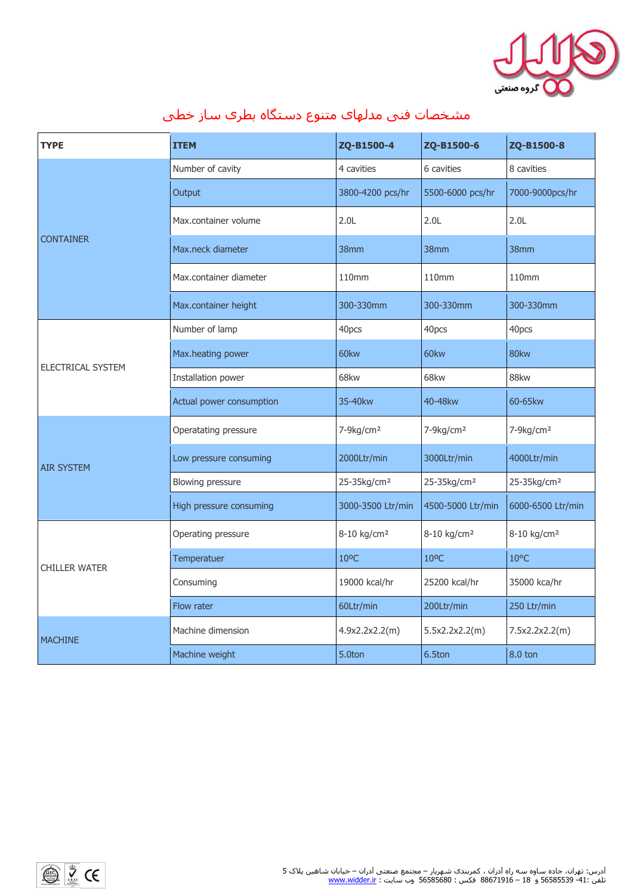گروه صنعتی

## مشخصات فنی مدلهای متنوع دستگاه بطری ساز خطی

| TYPE | ITEM | ZQ-B1500-4 | ZQ-B1500-6 | ZQ-B1500-8 |
|---|---|---|---|---|
| CONTAINER | Number of cavity | 4 cavities | 6 cavities | 8 cavities |
| | Output | 3800-4200 pcs/hr | 5500-6000 pcs/hr | 7000-9000pcs/hr |
| | Max.container volume | 2.0L | 2.0L | 2.0L |
| | Max.neck diameter | 38mm | 38mm | 38mm |
| | Max.container diameter | 110mm | 110mm | 110mm |
| | Max.container height | 300-330mm | 300-330mm | 300-330mm |
| ELECTRICAL SYSTEM | Number of lamp | 40pcs | 40pcs | 40pcs |
| | Max.heating power | 60kw | 60kw | 80kw |
| | Installation power | 68kw | 68kw | 88kw |
| | Actual power consumption | 35-40kw | 40-48kw | 60-65kw |
| AIR SYSTEM | Operatating pressure | 7-9kg/cm² | 7-9kg/cm² | 7-9kg/cm² |
| | Low pressure consuming | 2000Ltr/min | 3000Ltr/min | 4000Ltr/min |
| | Blowing pressure | 25-35kg/cm² | 25-35kg/cm² | 25-35kg/cm² |
| | High pressure consuming | 3000-3500 Ltr/min | 4500-5000 Ltr/min | 6000-6500 Ltr/min |
| CHILLER WATER | Operating pressure | 8-10 kg/cm² | 8-10 kg/cm² | 8-10 kg/cm² |
| | Temperatuer | 10ºC | 10ºC | 10ºC |
| | Consuming | 19000 kcal/hr | 25200 kcal/hr | 35000 kca/hr |
| | Flow rater | 60Ltr/min | 200Ltr/min | 250 Ltr/min |
| MACHINE | Machine dimension | 4.9x2.2x2.2(m) | 5.5x2.2x2.2(m) | 7.5x2.2x2.2(m) |
| | Machine weight | 5.0ton | 6.5ton | 8.0 ton |

آدرس: تهران، جاده ساوه سه راه آدران ، کمربندی شهریار – مجتمع صنعتی آدران – خیابان شاهین پلاک 5
تلفن :41- 56585539 و 18 – 88671916 فکس : 56585680 وب سایت : www.widder.ir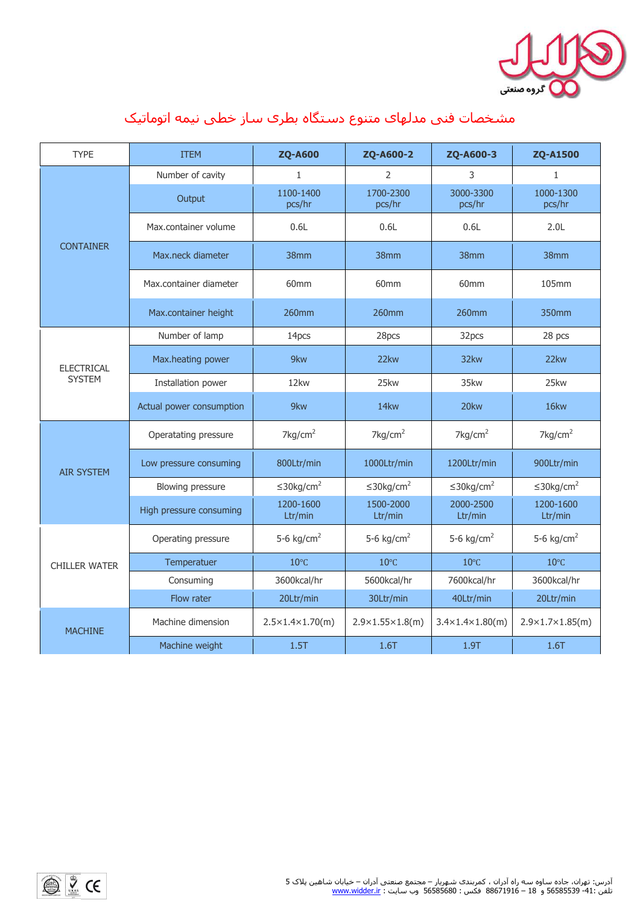# مشخصات فنی مدلهای متنوع دستگاه بطری ساز خطی نیمه اتوماتیک

| TYPE | ITEM | ZQ-A600 | ZQ-A600-2 | ZQ-A600-3 | ZQ-A1500 |
|---|---|---|---|---|---|
| CONTAINER | Number of cavity | 1 | 2 | 3 | 1 |
| | Output | 1100-1400 pcs/hr | 1700-2300 pcs/hr | 3000-3300 pcs/hr | 1000-1300 pcs/hr |
| | Max.container volume | 0.6L | 0.6L | 0.6L | 2.0L |
| | Max.neck diameter | 38mm | 38mm | 38mm | 38mm |
| | Max.container diameter | 60mm | 60mm | 60mm | 105mm |
| | Max.container height | 260mm | 260mm | 260mm | 350mm |
| ELECTRICAL SYSTEM | Number of lamp | 14pcs | 28pcs | 32pcs | 28 pcs |
| | Max.heating power | 9kw | 22kw | 32kw | 22kw |
| | Installation power | 12kw | 25kw | 35kw | 25kw |
| | Actual power consumption | 9kw | 14kw | 20kw | 16kw |
| AIR SYSTEM | Operatating pressure | 7kg/cm$^2$ | 7kg/cm$^2$ | 7kg/cm$^2$ | 7kg/cm$^2$ |
| | Low pressure consuming | 800Ltr/min | 1000Ltr/min | 1200Ltr/min | 900Ltr/min |
| | Blowing pressure | ≤30kg/cm$^2$ | ≤30kg/cm$^2$ | ≤30kg/cm$^2$ | ≤30kg/cm$^2$ |
| | High pressure consuming | 1200-1600 Ltr/min | 1500-2000 Ltr/min | 2000-2500 Ltr/min | 1200-1600 Ltr/min |
| CHILLER WATER | Operating pressure | 5-6 kg/cm$^2$ | 5-6 kg/cm$^2$ | 5-6 kg/cm$^2$ | 5-6 kg/cm$^2$ |
| | Temperatuer | 10℃ | 10℃ | 10℃ | 10℃ |
| | Consuming | 3600kcal/hr | 5600kcal/hr | 7600kcal/hr | 3600kcal/hr |
| | Flow rater | 20Ltr/min | 30Ltr/min | 40Ltr/min | 20Ltr/min |
| MACHINE | Machine dimension | 2.5×1.4×1.70(m) | 2.9×1.55×1.8(m) | 3.4×1.4×1.80(m) | 2.9×1.7×1.85(m) |
| | Machine weight | 1.5T | 1.6T | 1.9T | 1.6T |

آدرس: تهران، جاده ساوه سه راه آدران ، کمربندی شهریار – مجتمع صنعتی آدران – خیابان شاهین پلاک 5
تلفن: 41- 56585539 و 18 – 88671916 فکس : 56585680 وب سایت : www.widder.ir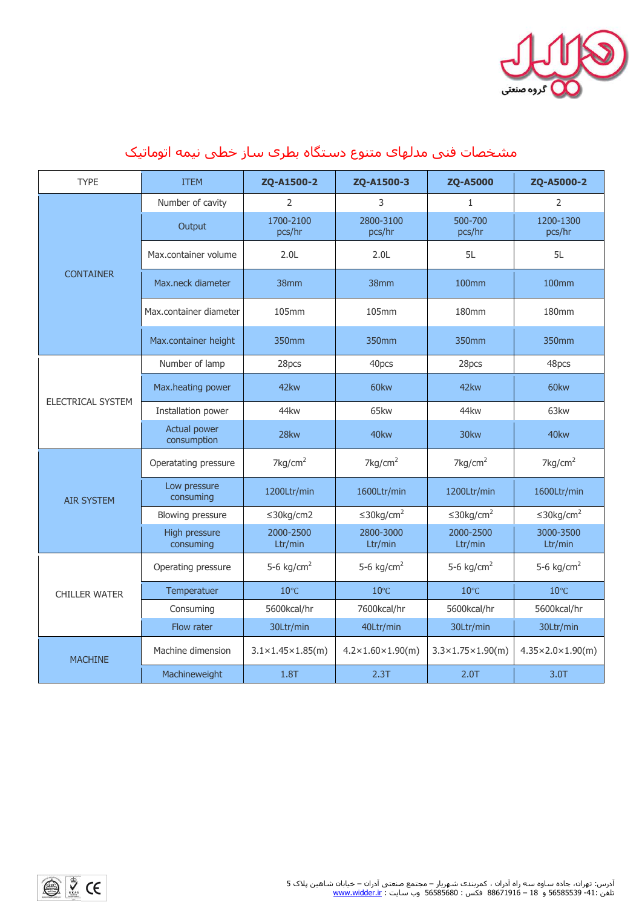# مشخصات فنی مدلهای متنوع دستگاه بطری ساز خطی نیمه اتوماتیک

| TYPE | ITEM | ZQ-A1500-2 | ZQ-A1500-3 | ZQ-A5000 | ZQ-A5000-2 |
|---|---|---|---|---|---|
| CONTAINER | Number of cavity | 2 | 3 | 1 | 2 |
| | Output | 1700-2100 pcs/hr | 2800-3100 pcs/hr | 500-700 pcs/hr | 1200-1300 pcs/hr |
| | Max.container volume | 2.0L | 2.0L | 5L | 5L |
| | Max.neck diameter | 38mm | 38mm | 100mm | 100mm |
| | Max.container diameter | 105mm | 105mm | 180mm | 180mm |
| | Max.container height | 350mm | 350mm | 350mm | 350mm |
| ELECTRICAL SYSTEM | Number of lamp | 28pcs | 40pcs | 28pcs | 48pcs |
| | Max.heating power | 42kw | 60kw | 42kw | 60kw |
| | Installation power | 44kw | 65kw | 44kw | 63kw |
| | Actual power consumption | 28kw | 40kw | 30kw | 40kw |
| AIR SYSTEM | Operatating pressure | 7kg/cm$^2$ | 7kg/cm$^2$ | 7kg/cm$^2$ | 7kg/cm$^2$ |
| | Low pressure consuming | 1200Ltr/min | 1600Ltr/min | 1200Ltr/min | 1600Ltr/min |
| | Blowing pressure | ≤30kg/cm2 | ≤30kg/cm$^2$ | ≤30kg/cm$^2$ | ≤30kg/cm$^2$ |
| | High pressure consuming | 2000-2500 Ltr/min | 2800-3000 Ltr/min | 2000-2500 Ltr/min | 3000-3500 Ltr/min |
| CHILLER WATER | Operating pressure | 5-6 kg/cm$^2$ | 5-6 kg/cm$^2$ | 5-6 kg/cm$^2$ | 5-6 kg/cm$^2$ |
| | Temperatuer | 10℃ | 10℃ | 10℃ | 10℃ |
| | Consuming | 5600kcal/hr | 7600kcal/hr | 5600kcal/hr | 5600kcal/hr |
| | Flow rater | 30Ltr/min | 40Ltr/min | 30Ltr/min | 30Ltr/min |
| MACHINE | Machine dimension | 3.1×1.45×1.85(m) | 4.2×1.60×1.90(m) | 3.3×1.75×1.90(m) | 4.35×2.0×1.90(m) |
| | Machineweight | 1.8T | 2.3T | 2.0T | 3.0T |